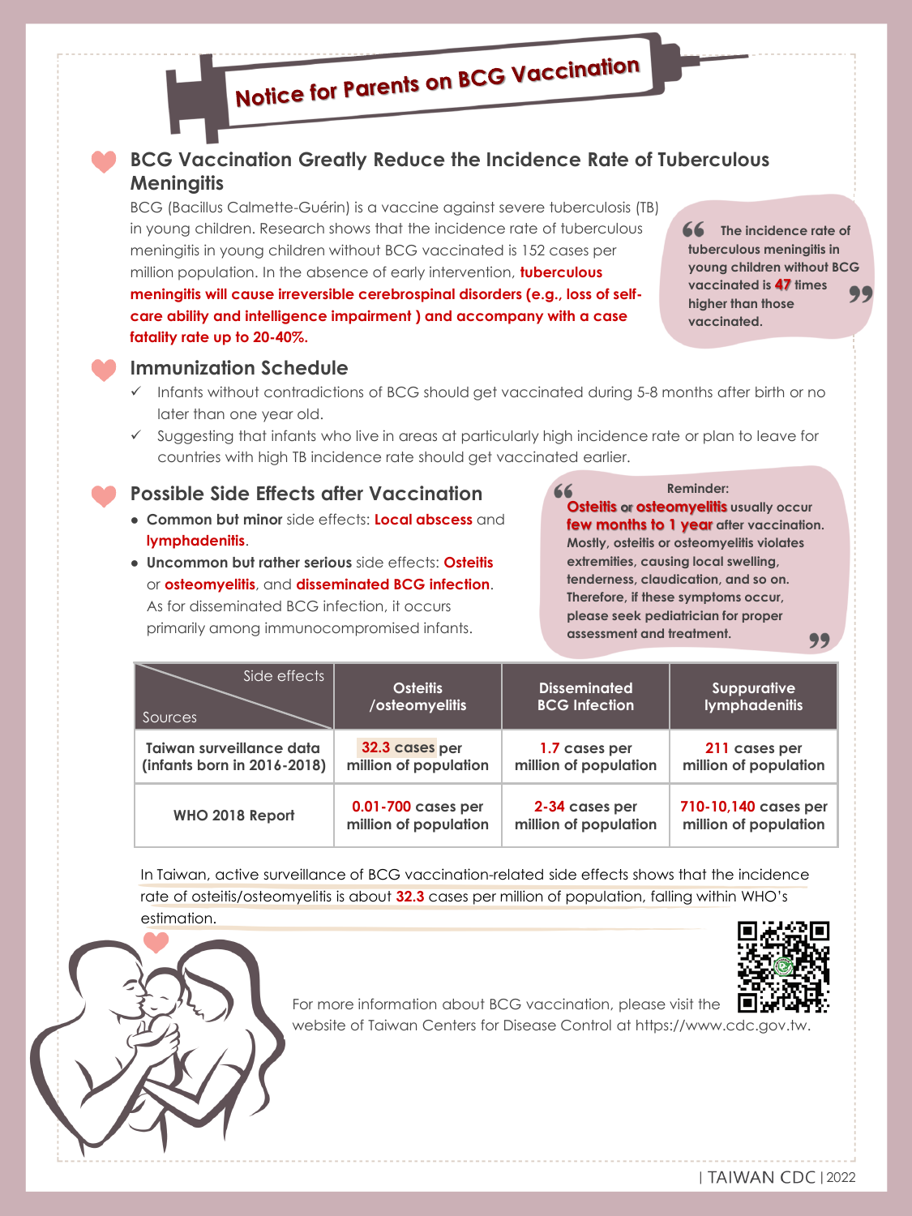# Notice for Parents on BCG Vaccination

## BCG Vaccination Greatly Reduce the Incidence Rate of Tuberculous Meningitis

BCG (Bacillus Calmette-Guérin) is a vaccine against severe tuberculosis (TB) in young children. Research shows that the incidence rate of tuberculous meningitis in young children without BCG vaccinated is 152 cases per million population. In the absence of early intervention, **tuberculous meningitis will cause irreversible cerebrospinal disorders (e.g., loss of self-care ability and intelligence impairment ) and accompany with a case fatality rate up to 20-40%.**

> **The incidence rate of tuberculous meningitis in young children without BCG vaccinated is 47 times higher than those vaccinated.**

## Immunization Schedule

- ✓ Infants without contradictions of BCG should get vaccinated during 5-8 months after birth or no later than one year old.
- ✓ Suggesting that infants who live in areas at particularly high incidence rate or plan to leave for countries with high TB incidence rate should get vaccinated earlier.

## Possible Side Effects after Vaccination

- **Common but minor** side effects: **Local abscess** and **lymphadenitis**.
- **Uncommon but rather serious** side effects: **Osteitis** or **osteomyelitis**, and **disseminated BCG infection**. As for disseminated BCG infection, it occurs primarily among immunocompromised infants.

> **Reminder:**
> **Osteitis or osteomyelitis usually occur few months to 1 year after vaccination. Mostly, osteitis or osteomyelitis violates extremities, causing local swelling, tenderness, claudication, and so on. Therefore, if these symptoms occur, please seek pediatrician for proper assessment and treatment.**

| Side effects / Sources | Osteitis /osteomyelitis | Disseminated BCG Infection | Suppurative lymphadenitis |
|---|---|---|---|
| Taiwan surveillance data (infants born in 2016-2018) | 32.3 cases per million of population | 1.7 cases per million of population | 211 cases per million of population |
| WHO 2018 Report | 0.01-700 cases per million of population | 2-34 cases per million of population | 710-10,140 cases per million of population |

In Taiwan, active surveillance of BCG vaccination-related side effects shows that the incidence rate of osteitis/osteomyelitis is about **32.3** cases per million of population, falling within WHO's estimation.

For more information about BCG vaccination, please visit the website of Taiwan Centers for Disease Control at https://www.cdc.gov.tw.

| TAIWAN CDC | 2022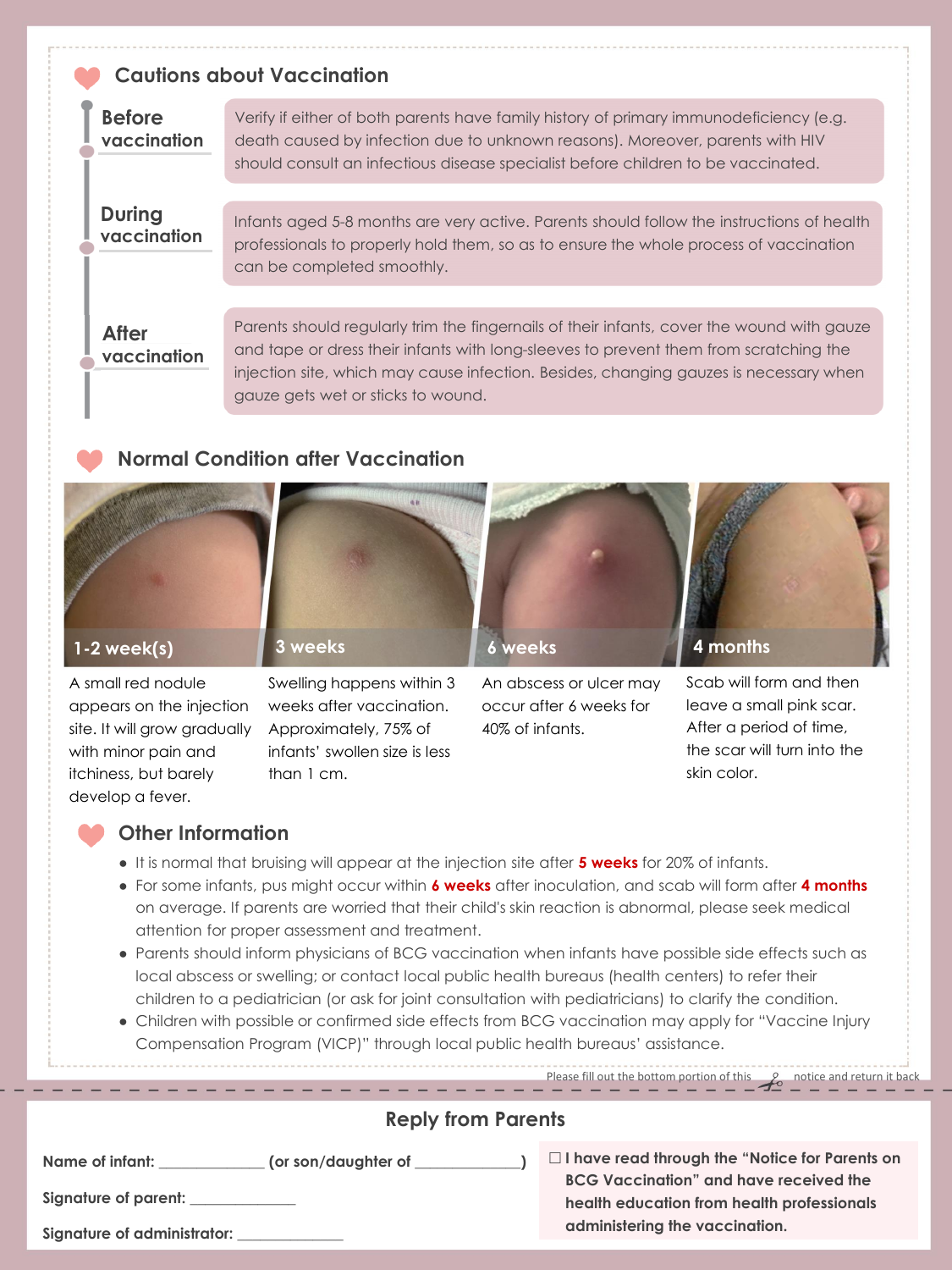## Cautions about Vaccination

**Before vaccination**

Verify if either of both parents have family history of primary immunodeficiency (e.g. death caused by infection due to unknown reasons). Moreover, parents with HIV should consult an infectious disease specialist before children to be vaccinated.

**During vaccination**

Infants aged 5-8 months are very active. Parents should follow the instructions of health professionals to properly hold them, so as to ensure the whole process of vaccination can be completed smoothly.

**After vaccination**

Parents should regularly trim the fingernails of their infants, cover the wound with gauze and tape or dress their infants with long-sleeves to prevent them from scratching the injection site, which may cause infection. Besides, changing gauzes is necessary when gauze gets wet or sticks to wound.

## Normal Condition after Vaccination

**1-2 week(s)**

A small red nodule appears on the injection site. It will grow gradually with minor pain and itchiness, but barely develop a fever.

**3 weeks**

Swelling happens within 3 weeks after vaccination. Approximately, 75% of infants' swollen size is less than 1 cm.

**6 weeks**

An abscess or ulcer may occur after 6 weeks for 40% of infants.

**4 months**

Scab will form and then leave a small pink scar. After a period of time, the scar will turn into the skin color.

## Other Information

- It is normal that bruising will appear at the injection site after **5 weeks** for 20% of infants.
- For some infants, pus might occur within **6 weeks** after inoculation, and scab will form after **4 months** on average. If parents are worried that their child's skin reaction is abnormal, please seek medical attention for proper assessment and treatment.
- Parents should inform physicians of BCG vaccination when infants have possible side effects such as local abscess or swelling; or contact local public health bureaus (health centers) to refer their children to a pediatrician (or ask for joint consultation with pediatricians) to clarify the condition.
- Children with possible or confirmed side effects from BCG vaccination may apply for "Vaccine Injury Compensation Program (VICP)" through local public health bureaus' assistance.

Please fill out the bottom portion of this notice and return it back

## Reply from Parents

**Name of infant:** _____________ **(or son/daughter of** _____________**)**

**Signature of parent:** _____________

**Signature of administrator:** _____________

☐ **I have read through the "Notice for Parents on BCG Vaccination" and have received the health education from health professionals administering the vaccination.**